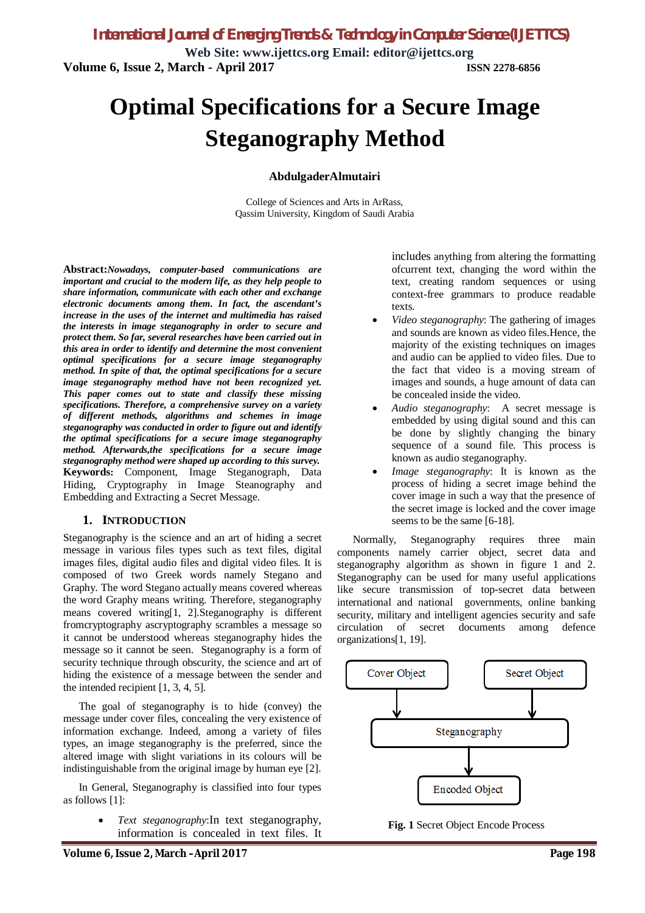# Optimal Specifications for a Secure Image Steganography Method

**AbdulgaderAlmutairi**

College of Sciences and Arts in ArRass,
Qassim University, Kingdom of Saudi Arabia

**Abstract:** ***Nowadays, computer-based communications are important and crucial to the modern life, as they help people to share information, communicate with each other and exchange electronic documents among them. In fact, the ascendant's increase in the uses of the internet and multimedia has raised the interests in image steganography in order to secure and protect them. So far, several researches have been carried out in this area in order to identify and determine the most convenient optimal specifications for a secure image steganography method. In spite of that, the optimal specifications for a secure image steganography method have not been recognized yet. This paper comes out to state and classify these missing specifications. Therefore, a comprehensive survey on a variety of different methods, algorithms and schemes in image steganography was conducted in order to figure out and identify the optimal specifications for a secure image steganography method. Afterwards,the specifications for a secure image steganography method were shaped up according to this survey.***

**Keywords:** Component, Image Steganograph, Data Hiding, Cryptography in Image Steanography and Embedding and Extracting a Secret Message.

## 1. Introduction

Steganography is the science and an art of hiding a secret message in various files types such as text files, digital images files, digital audio files and digital video files. It is composed of two Greek words namely Stegano and Graphy. The word Stegano actually means covered whereas the word Graphy means writing. Therefore, steganography means covered writing[1, 2].Steganography is different fromcryptography ascryptography scrambles a message so it cannot be understood whereas steganography hides the message so it cannot be seen. Steganography is a form of security technique through obscurity, the science and art of hiding the existence of a message between the sender and the intended recipient [1, 3, 4, 5].

The goal of steganography is to hide (convey) the message under cover files, concealing the very existence of information exchange. Indeed, among a variety of files types, an image steganography is the preferred, since the altered image with slight variations in its colours will be indistinguishable from the original image by human eye [2].

In General, Steganography is classified into four types as follows [1]:

- *Text steganography*:In text steganography, information is concealed in text files. It includes anything from altering the formatting ofcurrent text, changing the word within the text, creating random sequences or using context-free grammars to produce readable texts.
- *Video steganography*: The gathering of images and sounds are known as video files.Hence, the majority of the existing techniques on images and audio can be applied to video files. Due to the fact that video is a moving stream of images and sounds, a huge amount of data can be concealed inside the video.
- *Audio steganography*: A secret message is embedded by using digital sound and this can be done by slightly changing the binary sequence of a sound file. This process is known as audio steganography.
- *Image steganography*: It is known as the process of hiding a secret image behind the cover image in such a way that the presence of the secret image is locked and the cover image seems to be the same [6-18].

Normally, Steganography requires three main components namely carrier object, secret data and steganography algorithm as shown in figure 1 and 2. Steganography can be used for many useful applications like secure transmission of top-secret data between international and national governments, online banking security, military and intelligent agencies security and safe circulation of secret documents among defence organizations[1, 19].

Cover Object → Steganography ← Secret Object
Steganography → Encoded Object

**Fig. 1** Secret Object Encode Process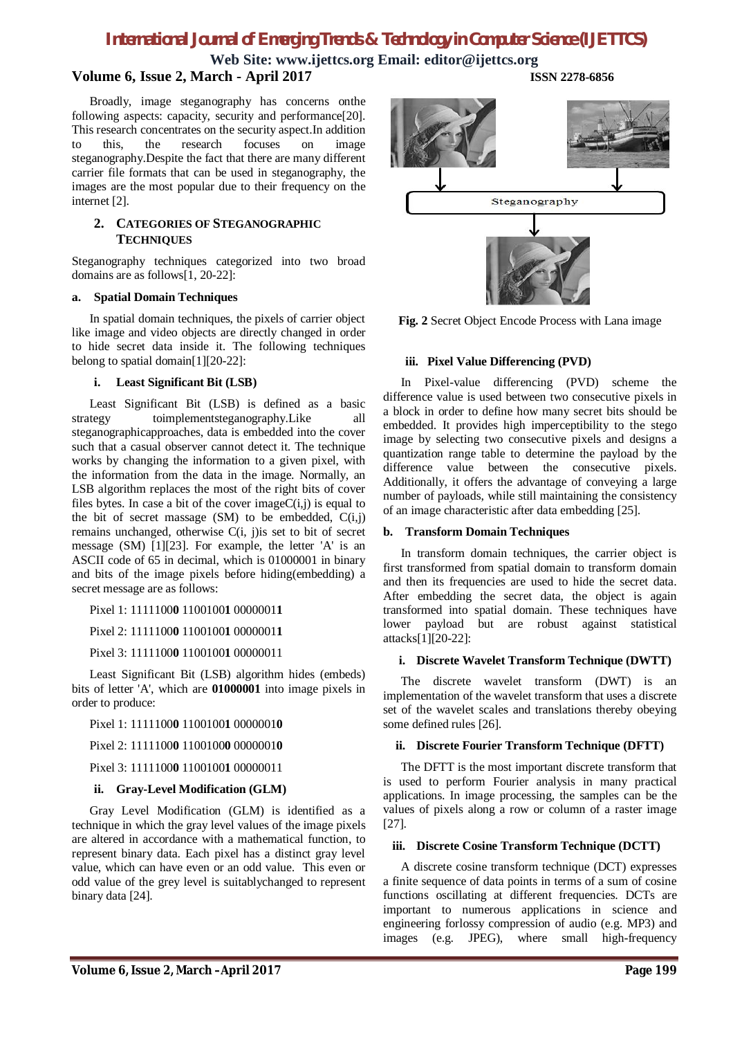Broadly, image steganography has concerns onthe following aspects: capacity, security and performance[20]. This research concentrates on the security aspect.In addition to this, the research focuses on image steganography.Despite the fact that there are many different carrier file formats that can be used in steganography, the images are the most popular due to their frequency on the internet [2].

## 2. CATEGORIES OF STEGANOGRAPHIC TECHNIQUES

Steganography techniques categorized into two broad domains are as follows[1, 20-22]:

### a. Spatial Domain Techniques

In spatial domain techniques, the pixels of carrier object like image and video objects are directly changed in order to hide secret data inside it. The following techniques belong to spatial domain[1][20-22]:

#### i. Least Significant Bit (LSB)

Least Significant Bit (LSB) is defined as a basic strategy toimplementsteganography.Like all steganographicapproaches, data is embedded into the cover such that a casual observer cannot detect it. The technique works by changing the information to a given pixel, with the information from the data in the image. Normally, an LSB algorithm replaces the most of the right bits of cover files bytes. In case a bit of the cover imageC(i,j) is equal to the bit of secret massage (SM) to be embedded, C(i,j) remains unchanged, otherwise C(i, j)is set to bit of secret message (SM) [1][23]. For example, the letter 'A' is an ASCII code of 65 in decimal, which is 01000001 in binary and bits of the image pixels before hiding(embedding) a secret message are as follows:

Pixel 1: 1111100**0** 1100100**1** 0000001**1**

Pixel 2: 1111100**0** 1100100**1** 0000001**1**

Pixel 3: 1111100**0** 1100100**1** 00000011

Least Significant Bit (LSB) algorithm hides (embeds) bits of letter 'A', which are **01000001** into image pixels in order to produce:

Pixel 1: 1111100**0** 1100100**1** 0000001**0**

Pixel 2: 1111100**0** 1100100**0** 0000001**0**

Pixel 3: 1111100**0** 1100100**1** 00000011

#### ii. Gray-Level Modification (GLM)

Gray Level Modification (GLM) is identified as a technique in which the gray level values of the image pixels are altered in accordance with a mathematical function, to represent binary data. Each pixel has a distinct gray level value, which can have even or an odd value. This even or odd value of the grey level is suitablychanged to represent binary data [24].

**Fig. 2** Secret Object Encode Process with Lana image

#### iii. Pixel Value Differencing (PVD)

In Pixel-value differencing (PVD) scheme the difference value is used between two consecutive pixels in a block in order to define how many secret bits should be embedded. It provides high imperceptibility to the stego image by selecting two consecutive pixels and designs a quantization range table to determine the payload by the difference value between the consecutive pixels. Additionally, it offers the advantage of conveying a large number of payloads, while still maintaining the consistency of an image characteristic after data embedding [25].

### b. Transform Domain Techniques

In transform domain techniques, the carrier object is first transformed from spatial domain to transform domain and then its frequencies are used to hide the secret data. After embedding the secret data, the object is again transformed into spatial domain. These techniques have lower payload but are robust against statistical attacks[1][20-22]:

#### i. Discrete Wavelet Transform Technique (DWTT)

The discrete wavelet transform (DWT) is an implementation of the wavelet transform that uses a discrete set of the wavelet scales and translations thereby obeying some defined rules [26].

#### ii. Discrete Fourier Transform Technique (DFTT)

The DFTT is the most important discrete transform that is used to perform Fourier analysis in many practical applications. In image processing, the samples can be the values of pixels along a row or column of a raster image [27].

#### iii. Discrete Cosine Transform Technique (DCTT)

A discrete cosine transform technique (DCT) expresses a finite sequence of data points in terms of a sum of cosine functions oscillating at different frequencies. DCTs are important to numerous applications in science and engineering forlossy compression of audio (e.g. MP3) and images (e.g. JPEG), where small high-frequency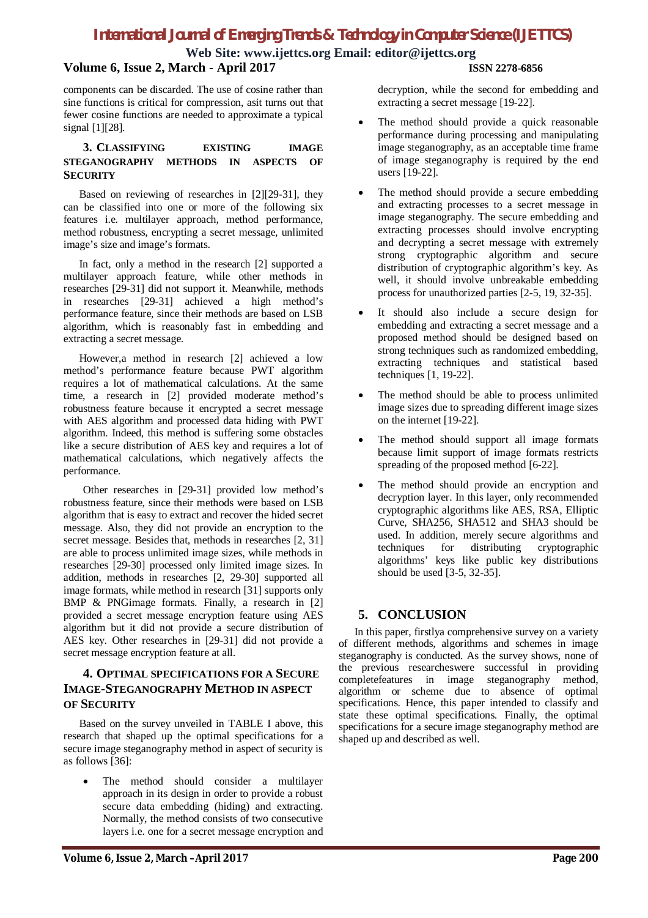components can be discarded. The use of cosine rather than sine functions is critical for compression, asit turns out that fewer cosine functions are needed to approximate a typical signal [1][28].

## 3. Classifying Existing Image Steganography Methods in Aspects of Security

Based on reviewing of researches in [2][29-31], they can be classified into one or more of the following six features i.e. multilayer approach, method performance, method robustness, encrypting a secret message, unlimited image's size and image's formats.

In fact, only a method in the research [2] supported a multilayer approach feature, while other methods in researches [29-31] did not support it. Meanwhile, methods in researches [29-31] achieved a high method's performance feature, since their methods are based on LSB algorithm, which is reasonably fast in embedding and extracting a secret message.

However,a method in research [2] achieved a low method's performance feature because PWT algorithm requires a lot of mathematical calculations. At the same time, a research in [2] provided moderate method's robustness feature because it encrypted a secret message with AES algorithm and processed data hiding with PWT algorithm. Indeed, this method is suffering some obstacles like a secure distribution of AES key and requires a lot of mathematical calculations, which negatively affects the performance.

Other researches in [29-31] provided low method's robustness feature, since their methods were based on LSB algorithm that is easy to extract and recover the hided secret message. Also, they did not provide an encryption to the secret message. Besides that, methods in researches [2, 31] are able to process unlimited image sizes, while methods in researches [29-30] processed only limited image sizes. In addition, methods in researches [2, 29-30] supported all image formats, while method in research [31] supports only BMP & PNGimage formats. Finally, a research in [2] provided a secret message encryption feature using AES algorithm but it did not provide a secure distribution of AES key. Other researches in [29-31] did not provide a secret message encryption feature at all.

## 4. Optimal Specifications for a Secure Image-Steganography Method in Aspect of Security

Based on the survey unveiled in TABLE I above, this research that shaped up the optimal specifications for a secure image steganography method in aspect of security is as follows [36]:

- The method should consider a multilayer approach in its design in order to provide a robust secure data embedding (hiding) and extracting. Normally, the method consists of two consecutive layers i.e. one for a secret message encryption and decryption, while the second for embedding and extracting a secret message [19-22].
- The method should provide a quick reasonable performance during processing and manipulating image steganography, as an acceptable time frame of image steganography is required by the end users [19-22].
- The method should provide a secure embedding and extracting processes to a secret message in image steganography. The secure embedding and extracting processes should involve encrypting and decrypting a secret message with extremely strong cryptographic algorithm and secure distribution of cryptographic algorithm's key. As well, it should involve unbreakable embedding process for unauthorized parties [2-5, 19, 32-35].
- It should also include a secure design for embedding and extracting a secret message and a proposed method should be designed based on strong techniques such as randomized embedding, extracting techniques and statistical based techniques [1, 19-22].
- The method should be able to process unlimited image sizes due to spreading different image sizes on the internet [19-22].
- The method should support all image formats because limit support of image formats restricts spreading of the proposed method [6-22].
- The method should provide an encryption and decryption layer. In this layer, only recommended cryptographic algorithms like AES, RSA, Elliptic Curve, SHA256, SHA512 and SHA3 should be used. In addition, merely secure algorithms and techniques for distributing cryptographic algorithms' keys like public key distributions should be used [3-5, 32-35].

## 5. CONCLUSION

In this paper, firstlya comprehensive survey on a variety of different methods, algorithms and schemes in image steganography is conducted. As the survey shows, none of the previous researcheswere successful in providing completefeatures in image steganography method, algorithm or scheme due to absence of optimal specifications. Hence, this paper intended to classify and state these optimal specifications. Finally, the optimal specifications for a secure image steganography method are shaped up and described as well.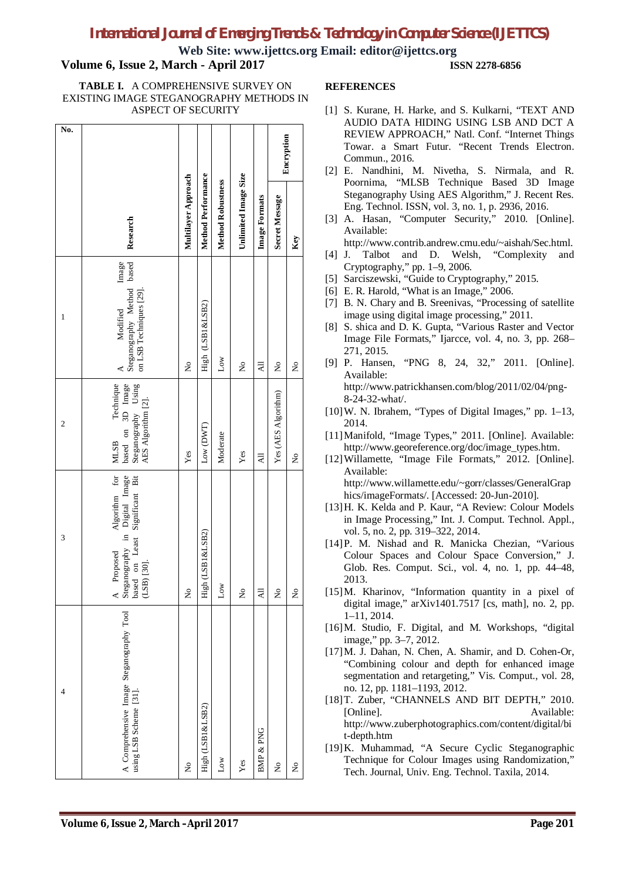**TABLE I.** A COMPREHENSIVE SURVEY ON EXISTING IMAGE STEGANOGRAPHY METHODS IN ASPECT OF SECURITY

| No. | Research | Multilayer Approach | Method Performance | Method Robustness | Unlimited Image Size | Image Formats | Encryption | |
|---|---|---|---|---|---|---|---|---|
| | | | | | | | Secret Message | Key |
| 1 | A Modifed Image Steganography Method based on LSB Techniques [29]. | No | High (LSB1&LSB2) | Low | No | All | No | No |
| 2 | MLSB Technique based on 3D Image Steganography Using AES Algorithm [2]. | Yes | Low (DWT) | Moderate | Yes | All | Yes (AES Algorithm) | No |
| 3 | A Proposed Algorithm for Steganography in Digital Image based on Least Significant Bit (LSB) [30]. | No | High (LSB1&LSB2) | Low | No | All | No | No |
| 4 | A Comprehensive Image Steganography Tool using LSB Scheme [31]. | No | High (LSB1&LSB2) | Low | Yes | BMP & PNG | No | No |

## REFERENCES

[1] S. Kurane, H. Harke, and S. Kulkarni, "TEXT AND AUDIO DATA HIDING USING LSB AND DCT A REVIEW APPROACH," Natl. Conf. "Internet Things Towar. a Smart Futur. "Recent Trends Electron. Commun., 2016.

[2] E. Nandhini, M. Nivetha, S. Nirmala, and R. Poornima, "MLSB Technique Based 3D Image Steganography Using AES Algorithm," J. Recent Res. Eng. Technol. ISSN, vol. 3, no. 1, p. 2936, 2016.

[3] A. Hasan, "Computer Security," 2010. [Online]. Available: http://www.contrib.andrew.cmu.edu/~aishah/Sec.html.

[4] J. Talbot and D. Welsh, "Complexity and Cryptography," pp. 1–9, 2006.

[5] Sarciszewski, "Guide to Cryptography," 2015.

[6] E. R. Harold, "What is an Image," 2006.

[7] B. N. Chary and B. Sreenivas, "Processing of satellite image using digital image processing," 2011.

[8] S. shica and D. K. Gupta, "Various Raster and Vector Image File Formats," Ijarcce, vol. 4, no. 3, pp. 268–271, 2015.

[9] P. Hansen, "PNG 8, 24, 32," 2011. [Online]. Available: http://www.patrickhansen.com/blog/2011/02/04/png-8-24-32-what/.

[10] W. N. Ibrahem, "Types of Digital Images," pp. 1–13, 2014.

[11] Manifold, "Image Types," 2011. [Online]. Available: http://www.georeference.org/doc/image_types.htm.

[12] Willamette, "Image File Formats," 2012. [Online]. Available: http://www.willamette.edu/~gorr/classes/GeneralGraphics/imageFormats/. [Accessed: 20-Jun-2010].

[13] H. K. Kelda and P. Kaur, "A Review: Colour Models in Image Processing," Int. J. Comput. Technol. Appl., vol. 5, no. 2, pp. 319–322, 2014.

[14] P. M. Nishad and R. Manicka Chezian, "Various Colour Spaces and Colour Space Conversion," J. Glob. Res. Comput. Sci., vol. 4, no. 1, pp. 44–48, 2013.

[15] M. Kharinov, "Information quantity in a pixel of digital image," arXiv1401.7517 [cs, math], no. 2, pp. 1–11, 2014.

[16] M. Studio, F. Digital, and M. Workshops, "digital image," pp. 3–7, 2012.

[17] M. J. Dahan, N. Chen, A. Shamir, and D. Cohen-Or, "Combining colour and depth for enhanced image segmentation and retargeting," Vis. Comput., vol. 28, no. 12, pp. 1181–1193, 2012.

[18] T. Zuber, "CHANNELS AND BIT DEPTH," 2010. [Online]. Available: http://www.zuberphotographics.com/content/digital/bit-depth.htm

[19] K. Muhammad, "A Secure Cyclic Steganographic Technique for Colour Images using Randomization," Tech. Journal, Univ. Eng. Technol. Taxila, 2014.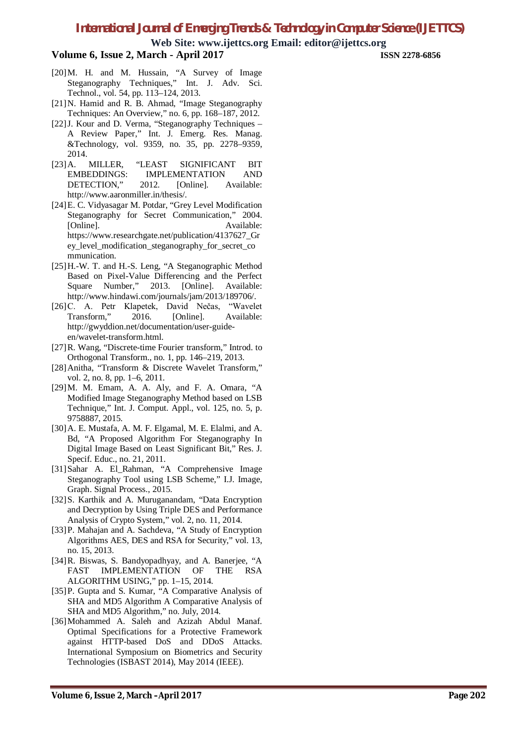[20] M. H. and M. Hussain, “A Survey of Image Steganography Techniques,” Int. J. Adv. Sci. Technol., vol. 54, pp. 113–124, 2013.

[21] N. Hamid and R. B. Ahmad, “Image Steganography Techniques: An Overview,” no. 6, pp. 168–187, 2012.

[22] J. Kour and D. Verma, “Steganography Techniques – A Review Paper,” Int. J. Emerg. Res. Manag. &Technology, vol. 9359, no. 35, pp. 2278–9359, 2014.

[23] A. MILLER, “LEAST SIGNIFICANT BIT EMBEDDINGS: IMPLEMENTATION AND DETECTION,” 2012. [Online]. Available: http://www.aaronmiller.in/thesis/.

[24] E. C. Vidyasagar M. Potdar, “Grey Level Modification Steganography for Secret Communication,” 2004. [Online]. Available: https://www.researchgate.net/publication/4137627_Grey_level_modification_steganography_for_secret_communication.

[25] H.-W. T. and H.-S. Leng, “A Steganographic Method Based on Pixel-Value Differencing and the Perfect Square Number,” 2013. [Online]. Available: http://www.hindawi.com/journals/jam/2013/189706/.

[26] C. A. Petr Klapetek, David Nečas, “Wavelet Transform,” 2016. [Online]. Available: http://gwyddion.net/documentation/user-guide-en/wavelet-transform.html.

[27] R. Wang, “Discrete-time Fourier transform,” Introd. to Orthogonal Transform., no. 1, pp. 146–219, 2013.

[28] Anitha, “Transform & Discrete Wavelet Transform,” vol. 2, no. 8, pp. 1–6, 2011.

[29] M. M. Emam, A. A. Aly, and F. A. Omara, “A Modified Image Steganography Method based on LSB Technique,” Int. J. Comput. Appl., vol. 125, no. 5, p. 9758887, 2015.

[30] A. E. Mustafa, A. M. F. Elgamal, M. E. Elalmi, and A. Bd, “A Proposed Algorithm For Steganography In Digital Image Based on Least Significant Bit,” Res. J. Specif. Educ., no. 21, 2011.

[31] Sahar A. El_Rahman, “A Comprehensive Image Steganography Tool using LSB Scheme,” I.J. Image, Graph. Signal Process., 2015.

[32] S. Karthik and A. Muruganandam, “Data Encryption and Decryption by Using Triple DES and Performance Analysis of Crypto System,” vol. 2, no. 11, 2014.

[33] P. Mahajan and A. Sachdeva, “A Study of Encryption Algorithms AES, DES and RSA for Security,” vol. 13, no. 15, 2013.

[34] R. Biswas, S. Bandyopadhyay, and A. Banerjee, “A FAST IMPLEMENTATION OF THE RSA ALGORITHM USING,” pp. 1–15, 2014.

[35] P. Gupta and S. Kumar, “A Comparative Analysis of SHA and MD5 Algorithm A Comparative Analysis of SHA and MD5 Algorithm,” no. July, 2014.

[36] Mohammed A. Saleh and Azizah Abdul Manaf. Optimal Specifications for a Protective Framework against HTTP-based DoS and DDoS Attacks. International Symposium on Biometrics and Security Technologies (ISBAST 2014), May 2014 (IEEE).